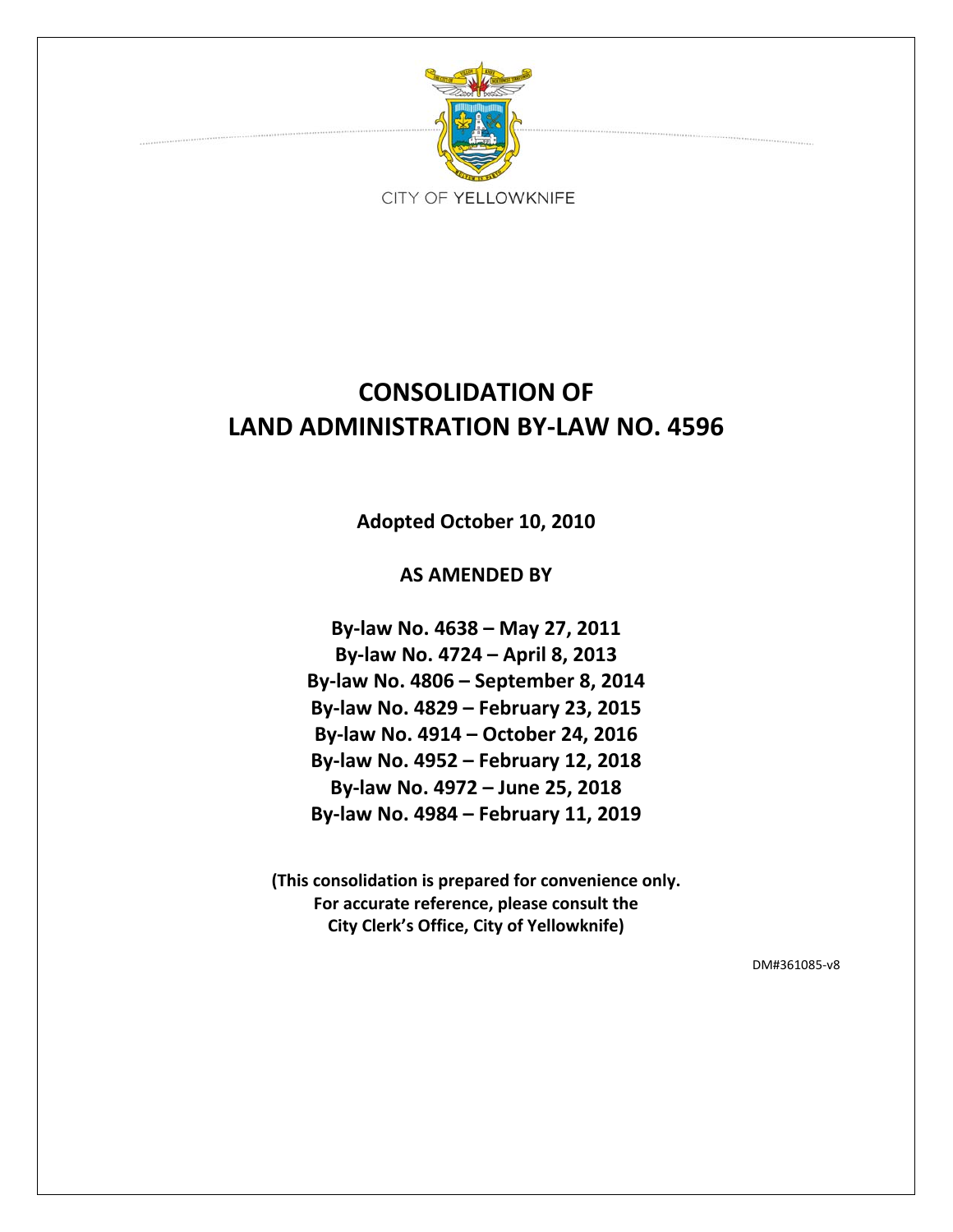CITY OF YELLOWKNIFE

# CONSOLIDATION OF LAND ADMINISTRATION BY-LAW NO. 4596

**Adopted October 10, 2010**

**AS AMENDED BY**

**By-law No. 4638 – May 27, 2011**
**By-law No. 4724 – April 8, 2013**
**By-law No. 4806 – September 8, 2014**
**By-law No. 4829 – February 23, 2015**
**By-law No. 4914 – October 24, 2016**
**By-law No. 4952 – February 12, 2018**
**By-law No. 4972 – June 25, 2018**
**By-law No. 4984 – February 11, 2019**

**(This consolidation is prepared for convenience only. For accurate reference, please consult the City Clerk's Office, City of Yellowknife)**

DM#361085-v8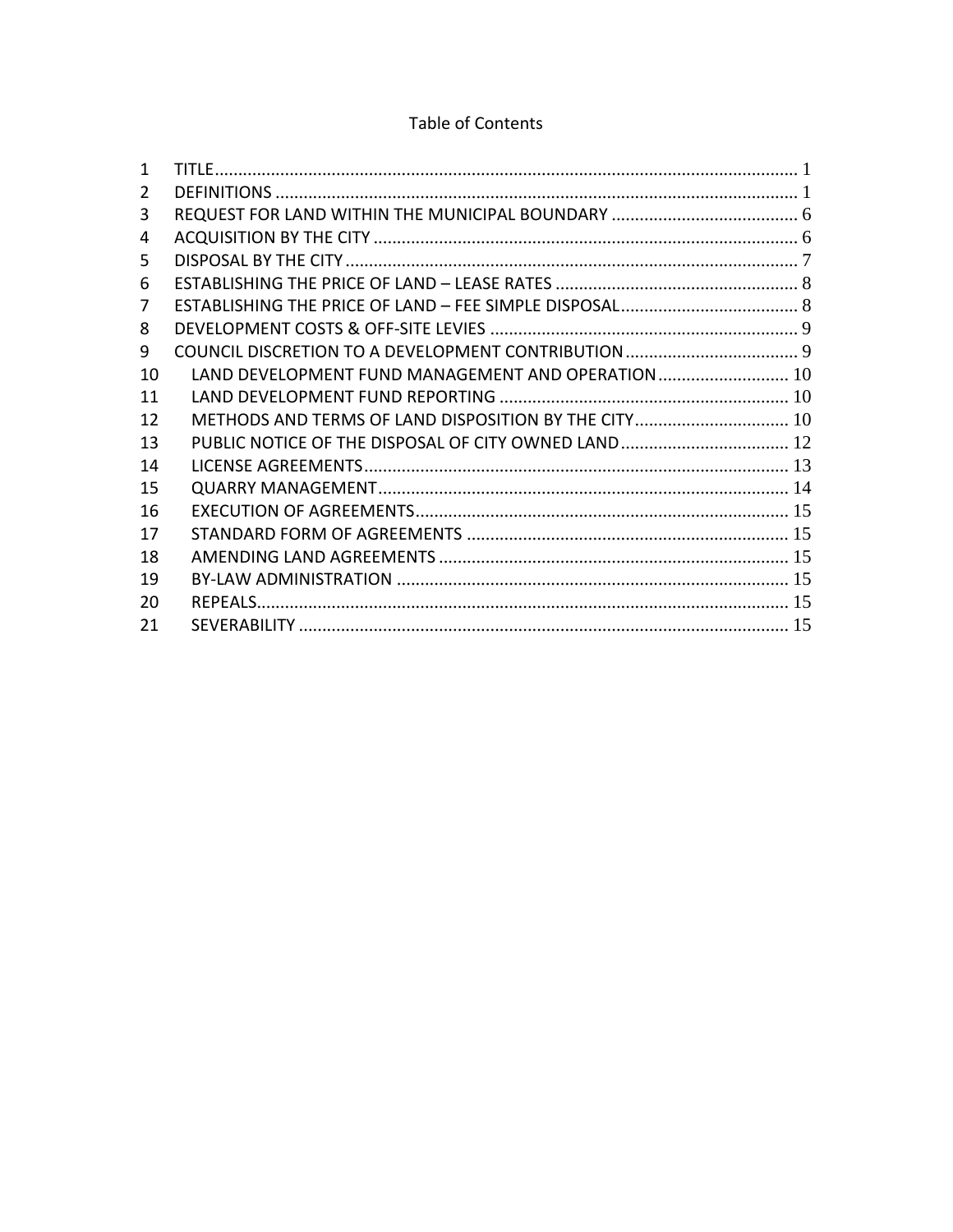# Table of Contents

| | | |
|---|---|---|
| 1 | TITLE | 1 |
| 2 | DEFINITIONS | 1 |
| 3 | REQUEST FOR LAND WITHIN THE MUNICIPAL BOUNDARY | 6 |
| 4 | ACQUISITION BY THE CITY | 6 |
| 5 | DISPOSAL BY THE CITY | 7 |
| 6 | ESTABLISHING THE PRICE OF LAND – LEASE RATES | 8 |
| 7 | ESTABLISHING THE PRICE OF LAND – FEE SIMPLE DISPOSAL | 8 |
| 8 | DEVELOPMENT COSTS & OFF-SITE LEVIES | 9 |
| 9 | COUNCIL DISCRETION TO A DEVELOPMENT CONTRIBUTION | 9 |
| 10 | LAND DEVELOPMENT FUND MANAGEMENT AND OPERATION | 10 |
| 11 | LAND DEVELOPMENT FUND REPORTING | 10 |
| 12 | METHODS AND TERMS OF LAND DISPOSITION BY THE CITY | 10 |
| 13 | PUBLIC NOTICE OF THE DISPOSAL OF CITY OWNED LAND | 12 |
| 14 | LICENSE AGREEMENTS | 13 |
| 15 | QUARRY MANAGEMENT | 14 |
| 16 | EXECUTION OF AGREEMENTS | 15 |
| 17 | STANDARD FORM OF AGREEMENTS | 15 |
| 18 | AMENDING LAND AGREEMENTS | 15 |
| 19 | BY-LAW ADMINISTRATION | 15 |
| 20 | REPEALS | 15 |
| 21 | SEVERABILITY | 15 |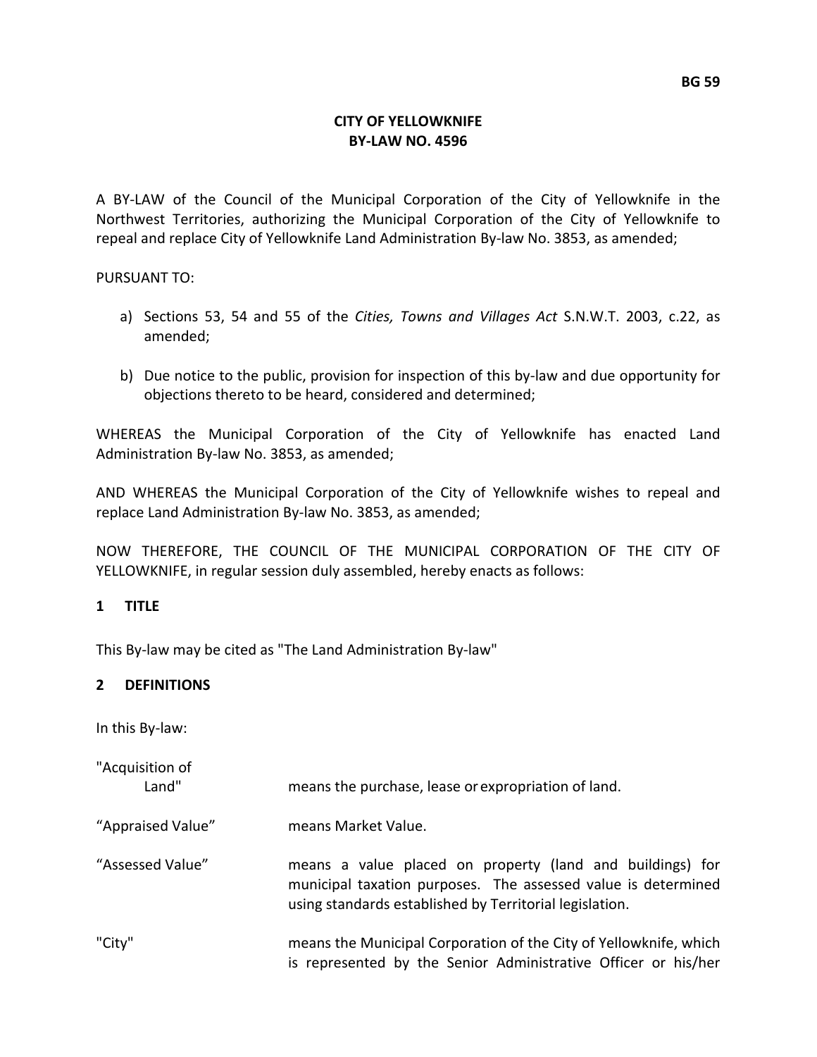**CITY OF YELLOWKNIFE**
**BY-LAW NO. 4596**

A BY-LAW of the Council of the Municipal Corporation of the City of Yellowknife in the Northwest Territories, authorizing the Municipal Corporation of the City of Yellowknife to repeal and replace City of Yellowknife Land Administration By-law No. 3853, as amended;

PURSUANT TO:

a) Sections 53, 54 and 55 of the *Cities, Towns and Villages Act* S.N.W.T. 2003, c.22, as amended;

b) Due notice to the public, provision for inspection of this by-law and due opportunity for objections thereto to be heard, considered and determined;

WHEREAS the Municipal Corporation of the City of Yellowknife has enacted Land Administration By-law No. 3853, as amended;

AND WHEREAS the Municipal Corporation of the City of Yellowknife wishes to repeal and replace Land Administration By-law No. 3853, as amended;

NOW THEREFORE, THE COUNCIL OF THE MUNICIPAL CORPORATION OF THE CITY OF YELLOWKNIFE, in regular session duly assembled, hereby enacts as follows:

## 1 TITLE

This By-law may be cited as "The Land Administration By-law"

## 2 DEFINITIONS

In this By-law:

"Acquisition of Land" means the purchase, lease or expropriation of land.

"Appraised Value" means Market Value.

"Assessed Value" means a value placed on property (land and buildings) for municipal taxation purposes. The assessed value is determined using standards established by Territorial legislation.

"City" means the Municipal Corporation of the City of Yellowknife, which is represented by the Senior Administrative Officer or his/her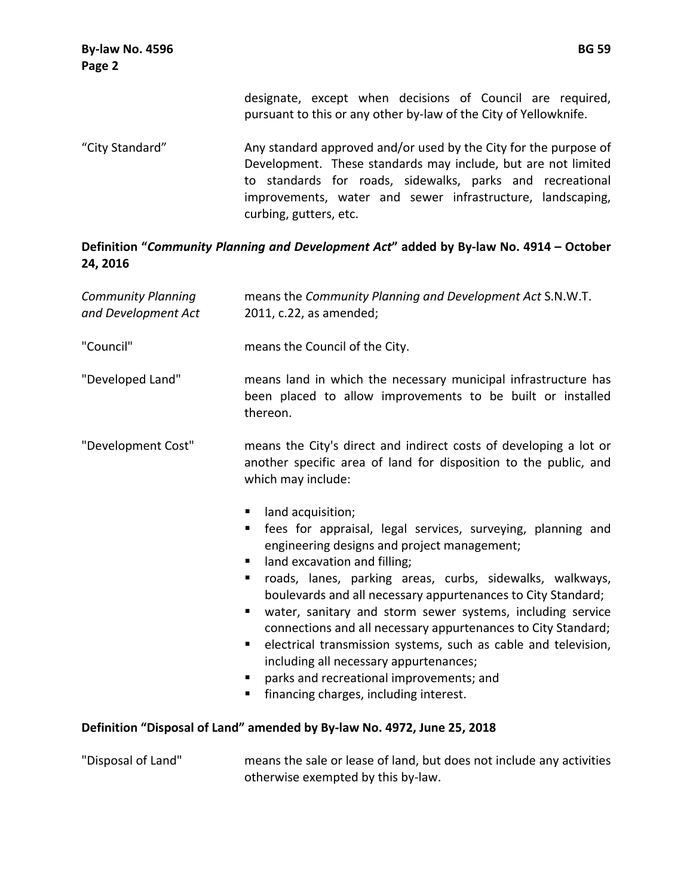designate, except when decisions of Council are required, pursuant to this or any other by-law of the City of Yellowknife.

| | |
|---|---|
| "City Standard" | Any standard approved and/or used by the City for the purpose of Development. These standards may include, but are not limited to standards for roads, sidewalks, parks and recreational improvements, water and sewer infrastructure, landscaping, curbing, gutters, etc. |

**Definition "*Community Planning and Development Act*" added by By-law No. 4914 – October 24, 2016**

| | |
|---|---|
| *Community Planning and Development Act* | means the *Community Planning and Development Act* S.N.W.T. 2011, c.22, as amended; |
| "Council" | means the Council of the City. |
| "Developed Land" | means land in which the necessary municipal infrastructure has been placed to allow improvements to be built or installed thereon. |
| "Development Cost" | means the City's direct and indirect costs of developing a lot or another specific area of land for disposition to the public, and which may include: |

- land acquisition;
- fees for appraisal, legal services, surveying, planning and engineering designs and project management;
- land excavation and filling;
- roads, lanes, parking areas, curbs, sidewalks, walkways, boulevards and all necessary appurtenances to City Standard;
- water, sanitary and storm sewer systems, including service connections and all necessary appurtenances to City Standard;
- electrical transmission systems, such as cable and television, including all necessary appurtenances;
- parks and recreational improvements; and
- financing charges, including interest.

**Definition "Disposal of Land" amended by By-law No. 4972, June 25, 2018**

| | |
|---|---|
| "Disposal of Land" | means the sale or lease of land, but does not include any activities otherwise exempted by this by-law. |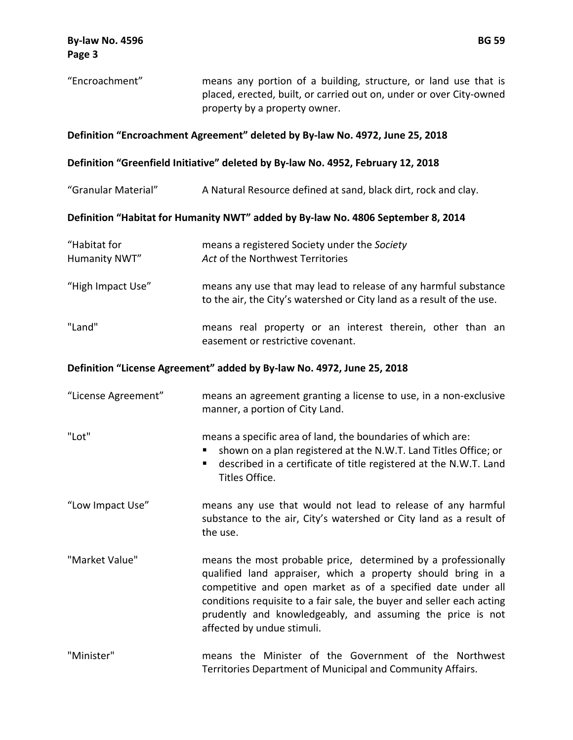“Encroachment” means any portion of a building, structure, or land use that is placed, erected, built, or carried out on, under or over City-owned property by a property owner.

**Definition “Encroachment Agreement” deleted by By-law No. 4972, June 25, 2018**

**Definition “Greenfield Initiative” deleted by By-law No. 4952, February 12, 2018**

“Granular Material” A Natural Resource defined at sand, black dirt, rock and clay.

**Definition “Habitat for Humanity NWT” added by By-law No. 4806 September 8, 2014**

“Habitat for Humanity NWT” means a registered Society under the *Society Act* of the Northwest Territories

“High Impact Use” means any use that may lead to release of any harmful substance to the air, the City’s watershed or City land as a result of the use.

"Land" means real property or an interest therein, other than an easement or restrictive covenant.

**Definition “License Agreement” added by By-law No. 4972, June 25, 2018**

“License Agreement” means an agreement granting a license to use, in a non-exclusive manner, a portion of City Land.

"Lot" means a specific area of land, the boundaries of which are:

- shown on a plan registered at the N.W.T. Land Titles Office; or
- described in a certificate of title registered at the N.W.T. Land Titles Office.

“Low Impact Use” means any use that would not lead to release of any harmful substance to the air, City’s watershed or City land as a result of the use.

"Market Value" means the most probable price, determined by a professionally qualified land appraiser, which a property should bring in a competitive and open market as of a specified date under all conditions requisite to a fair sale, the buyer and seller each acting prudently and knowledgeably, and assuming the price is not affected by undue stimuli.

"Minister" means the Minister of the Government of the Northwest Territories Department of Municipal and Community Affairs.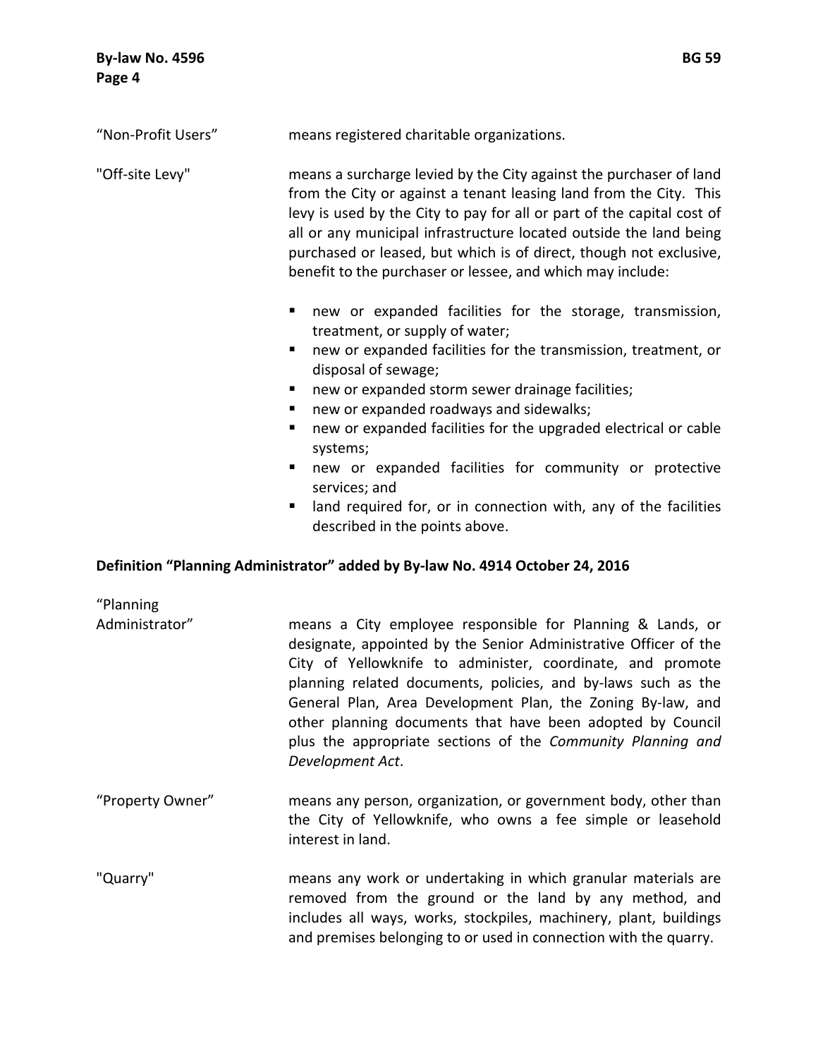"Non-Profit Users" means registered charitable organizations.

"Off-site Levy" means a surcharge levied by the City against the purchaser of land from the City or against a tenant leasing land from the City. This levy is used by the City to pay for all or part of the capital cost of all or any municipal infrastructure located outside the land being purchased or leased, but which is of direct, though not exclusive, benefit to the purchaser or lessee, and which may include:

- new or expanded facilities for the storage, transmission, treatment, or supply of water;
- new or expanded facilities for the transmission, treatment, or disposal of sewage;
- new or expanded storm sewer drainage facilities;
- new or expanded roadways and sidewalks;
- new or expanded facilities for the upgraded electrical or cable systems;
- new or expanded facilities for community or protective services; and
- land required for, or in connection with, any of the facilities described in the points above.

**Definition "Planning Administrator" added by By-law No. 4914 October 24, 2016**

"Planning Administrator" means a City employee responsible for Planning & Lands, or designate, appointed by the Senior Administrative Officer of the City of Yellowknife to administer, coordinate, and promote planning related documents, policies, and by-laws such as the General Plan, Area Development Plan, the Zoning By-law, and other planning documents that have been adopted by Council plus the appropriate sections of the *Community Planning and Development Act*.

"Property Owner" means any person, organization, or government body, other than the City of Yellowknife, who owns a fee simple or leasehold interest in land.

"Quarry" means any work or undertaking in which granular materials are removed from the ground or the land by any method, and includes all ways, works, stockpiles, machinery, plant, buildings and premises belonging to or used in connection with the quarry.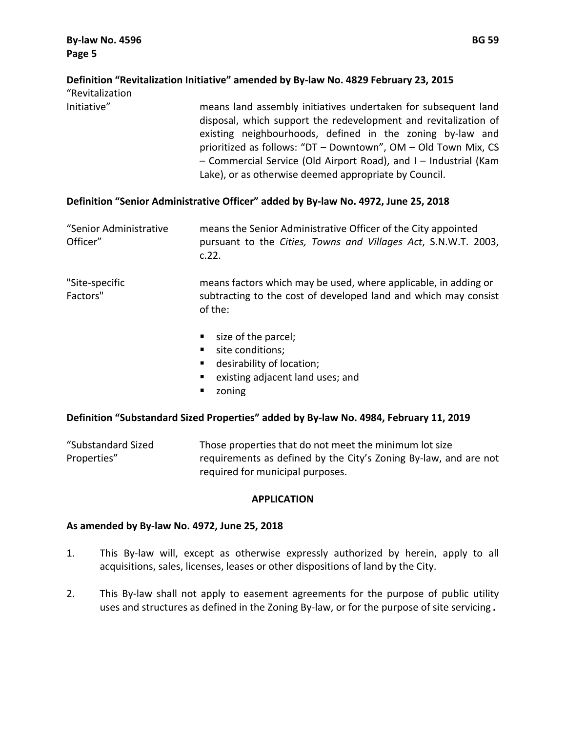**Definition "Revitalization Initiative" amended by By-law No. 4829 February 23, 2015**

| | |
|---|---|
| "Revitalization Initiative" | means land assembly initiatives undertaken for subsequent land disposal, which support the redevelopment and revitalization of existing neighbourhoods, defined in the zoning by-law and prioritized as follows: "DT – Downtown", OM – Old Town Mix, CS – Commercial Service (Old Airport Road), and I – Industrial (Kam Lake), or as otherwise deemed appropriate by Council. |

**Definition "Senior Administrative Officer" added by By-law No. 4972, June 25, 2018**

| | |
|---|---|
| "Senior Administrative Officer" | means the Senior Administrative Officer of the City appointed pursuant to the *Cities, Towns and Villages Act*, S.N.W.T. 2003, c.22. |
| "Site-specific Factors" | means factors which may be used, where applicable, in adding or subtracting to the cost of developed land and which may consist of the:<br>▪ size of the parcel;<br>▪ site conditions;<br>▪ desirability of location;<br>▪ existing adjacent land uses; and<br>▪ zoning |

**Definition "Substandard Sized Properties" added by By-law No. 4984, February 11, 2019**

| | |
|---|---|
| "Substandard Sized Properties" | Those properties that do not meet the minimum lot size requirements as defined by the City's Zoning By-law, and are not required for municipal purposes. |

## APPLICATION

**As amended by By-law No. 4972, June 25, 2018**

1. This By-law will, except as otherwise expressly authorized by herein, apply to all acquisitions, sales, licenses, leases or other dispositions of land by the City.

2. This By-law shall not apply to easement agreements for the purpose of public utility uses and structures as defined in the Zoning By-law, or for the purpose of site servicing.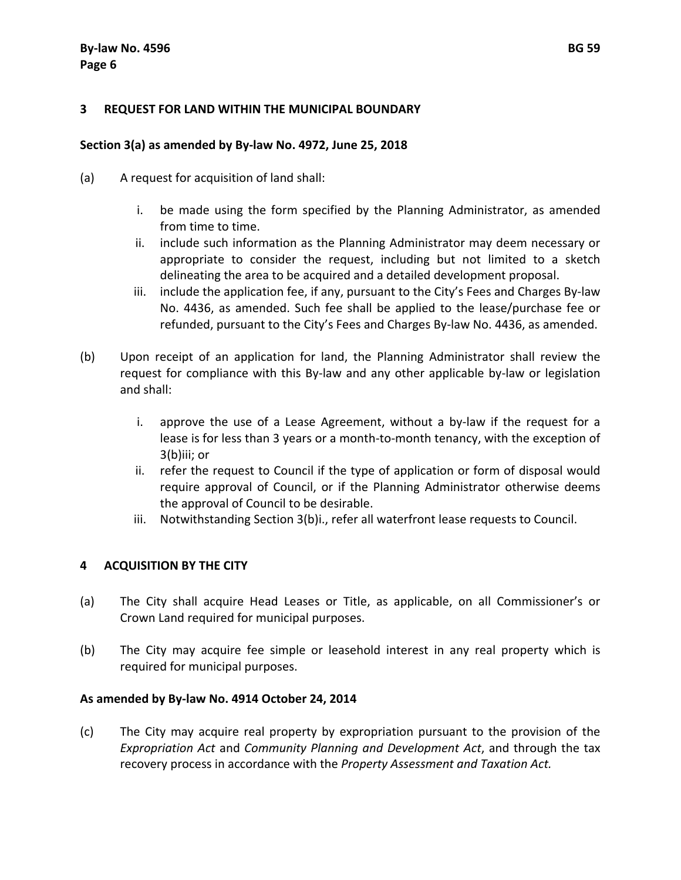## 3 REQUEST FOR LAND WITHIN THE MUNICIPAL BOUNDARY

**Section 3(a) as amended by By-law No. 4972, June 25, 2018**

(a) A request for acquisition of land shall:

i. be made using the form specified by the Planning Administrator, as amended from time to time.

ii. include such information as the Planning Administrator may deem necessary or appropriate to consider the request, including but not limited to a sketch delineating the area to be acquired and a detailed development proposal.

iii. include the application fee, if any, pursuant to the City's Fees and Charges By-law No. 4436, as amended. Such fee shall be applied to the lease/purchase fee or refunded, pursuant to the City's Fees and Charges By-law No. 4436, as amended.

(b) Upon receipt of an application for land, the Planning Administrator shall review the request for compliance with this By-law and any other applicable by-law or legislation and shall:

i. approve the use of a Lease Agreement, without a by-law if the request for a lease is for less than 3 years or a month-to-month tenancy, with the exception of 3(b)iii; or

ii. refer the request to Council if the type of application or form of disposal would require approval of Council, or if the Planning Administrator otherwise deems the approval of Council to be desirable.

iii. Notwithstanding Section 3(b)i., refer all waterfront lease requests to Council.

## 4 ACQUISITION BY THE CITY

(a) The City shall acquire Head Leases or Title, as applicable, on all Commissioner's or Crown Land required for municipal purposes.

(b) The City may acquire fee simple or leasehold interest in any real property which is required for municipal purposes.

**As amended by By-law No. 4914 October 24, 2014**

(c) The City may acquire real property by expropriation pursuant to the provision of the *Expropriation Act* and *Community Planning and Development Act*, and through the tax recovery process in accordance with the *Property Assessment and Taxation Act.*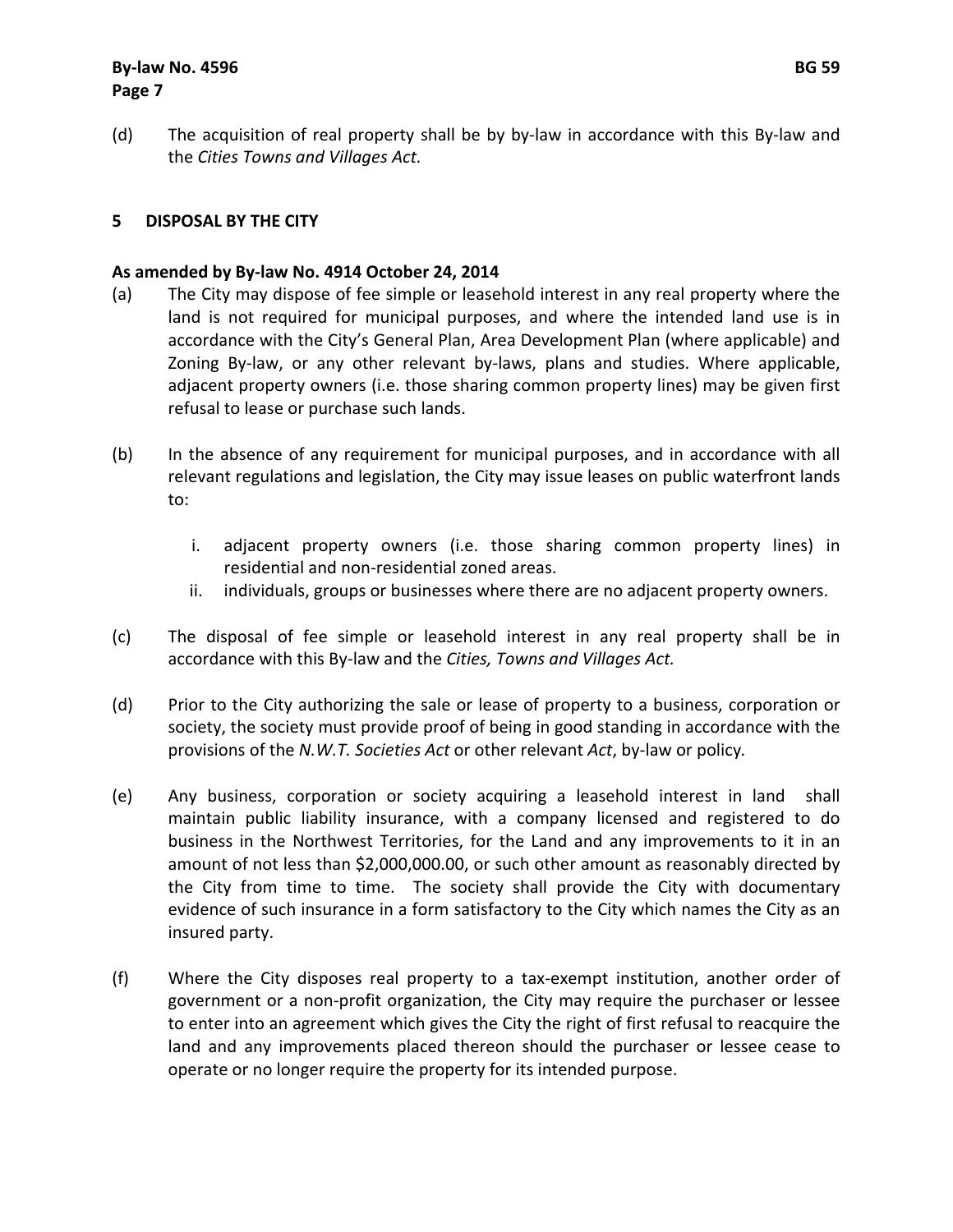(d) The acquisition of real property shall be by by-law in accordance with this By-law and the *Cities Towns and Villages Act.*

## 5 DISPOSAL BY THE CITY

**As amended by By-law No. 4914 October 24, 2014**

(a) The City may dispose of fee simple or leasehold interest in any real property where the land is not required for municipal purposes, and where the intended land use is in accordance with the City's General Plan, Area Development Plan (where applicable) and Zoning By-law, or any other relevant by-laws, plans and studies. Where applicable, adjacent property owners (i.e. those sharing common property lines) may be given first refusal to lease or purchase such lands.

(b) In the absence of any requirement for municipal purposes, and in accordance with all relevant regulations and legislation, the City may issue leases on public waterfront lands to:

   i. adjacent property owners (i.e. those sharing common property lines) in residential and non-residential zoned areas.
   ii. individuals, groups or businesses where there are no adjacent property owners.

(c) The disposal of fee simple or leasehold interest in any real property shall be in accordance with this By-law and the *Cities, Towns and Villages Act.*

(d) Prior to the City authorizing the sale or lease of property to a business, corporation or society, the society must provide proof of being in good standing in accordance with the provisions of the *N.W.T. Societies Act* or other relevant *Act*, by-law or policy.

(e) Any business, corporation or society acquiring a leasehold interest in land shall maintain public liability insurance, with a company licensed and registered to do business in the Northwest Territories, for the Land and any improvements to it in an amount of not less than $2,000,000.00, or such other amount as reasonably directed by the City from time to time. The society shall provide the City with documentary evidence of such insurance in a form satisfactory to the City which names the City as an insured party.

(f) Where the City disposes real property to a tax-exempt institution, another order of government or a non-profit organization, the City may require the purchaser or lessee to enter into an agreement which gives the City the right of first refusal to reacquire the land and any improvements placed thereon should the purchaser or lessee cease to operate or no longer require the property for its intended purpose.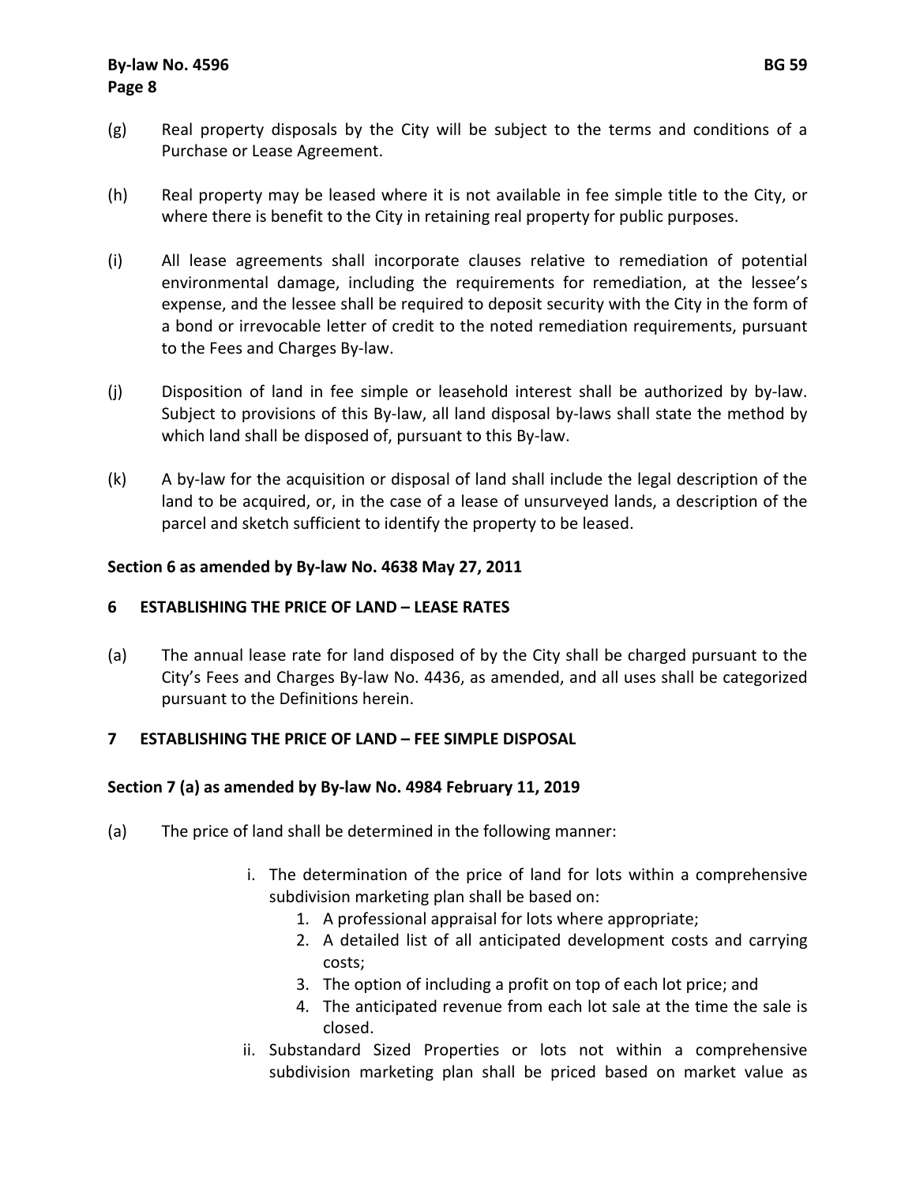(g) Real property disposals by the City will be subject to the terms and conditions of a Purchase or Lease Agreement.

(h) Real property may be leased where it is not available in fee simple title to the City, or where there is benefit to the City in retaining real property for public purposes.

(i) All lease agreements shall incorporate clauses relative to remediation of potential environmental damage, including the requirements for remediation, at the lessee's expense, and the lessee shall be required to deposit security with the City in the form of a bond or irrevocable letter of credit to the noted remediation requirements, pursuant to the Fees and Charges By-law.

(j) Disposition of land in fee simple or leasehold interest shall be authorized by by-law. Subject to provisions of this By-law, all land disposal by-laws shall state the method by which land shall be disposed of, pursuant to this By-law.

(k) A by-law for the acquisition or disposal of land shall include the legal description of the land to be acquired, or, in the case of a lease of unsurveyed lands, a description of the parcel and sketch sufficient to identify the property to be leased.

**Section 6 as amended by By-law No. 4638 May 27, 2011**

## 6 ESTABLISHING THE PRICE OF LAND – LEASE RATES

(a) The annual lease rate for land disposed of by the City shall be charged pursuant to the City's Fees and Charges By-law No. 4436, as amended, and all uses shall be categorized pursuant to the Definitions herein.

## 7 ESTABLISHING THE PRICE OF LAND – FEE SIMPLE DISPOSAL

**Section 7 (a) as amended by By-law No. 4984 February 11, 2019**

(a) The price of land shall be determined in the following manner:

i. The determination of the price of land for lots within a comprehensive subdivision marketing plan shall be based on:
   1. A professional appraisal for lots where appropriate;
   2. A detailed list of all anticipated development costs and carrying costs;
   3. The option of including a profit on top of each lot price; and
   4. The anticipated revenue from each lot sale at the time the sale is closed.

ii. Substandard Sized Properties or lots not within a comprehensive subdivision marketing plan shall be priced based on market value as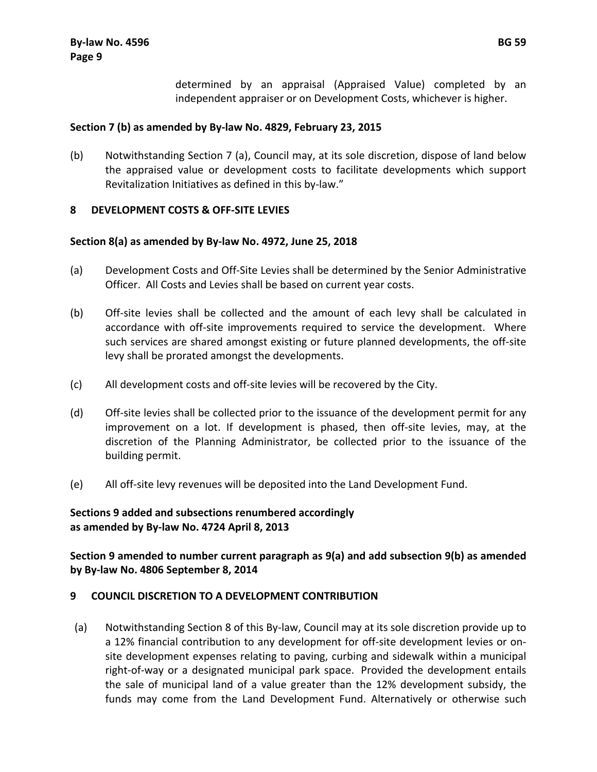determined by an appraisal (Appraised Value) completed by an independent appraiser or on Development Costs, whichever is higher.

**Section 7 (b) as amended by By-law No. 4829, February 23, 2015**

(b) Notwithstanding Section 7 (a), Council may, at its sole discretion, dispose of land below the appraised value or development costs to facilitate developments which support Revitalization Initiatives as defined in this by-law."

## 8 DEVELOPMENT COSTS & OFF-SITE LEVIES

**Section 8(a) as amended by By-law No. 4972, June 25, 2018**

(a) Development Costs and Off-Site Levies shall be determined by the Senior Administrative Officer. All Costs and Levies shall be based on current year costs.

(b) Off-site levies shall be collected and the amount of each levy shall be calculated in accordance with off-site improvements required to service the development. Where such services are shared amongst existing or future planned developments, the off-site levy shall be prorated amongst the developments.

(c) All development costs and off-site levies will be recovered by the City.

(d) Off-site levies shall be collected prior to the issuance of the development permit for any improvement on a lot. If development is phased, then off-site levies, may, at the discretion of the Planning Administrator, be collected prior to the issuance of the building permit.

(e) All off-site levy revenues will be deposited into the Land Development Fund.

**Sections 9 added and subsections renumbered accordingly as amended by By-law No. 4724 April 8, 2013**

**Section 9 amended to number current paragraph as 9(a) and add subsection 9(b) as amended by By-law No. 4806 September 8, 2014**

## 9 COUNCIL DISCRETION TO A DEVELOPMENT CONTRIBUTION

(a) Notwithstanding Section 8 of this By-law, Council may at its sole discretion provide up to a 12% financial contribution to any development for off-site development levies or on-site development expenses relating to paving, curbing and sidewalk within a municipal right-of-way or a designated municipal park space. Provided the development entails the sale of municipal land of a value greater than the 12% development subsidy, the funds may come from the Land Development Fund. Alternatively or otherwise such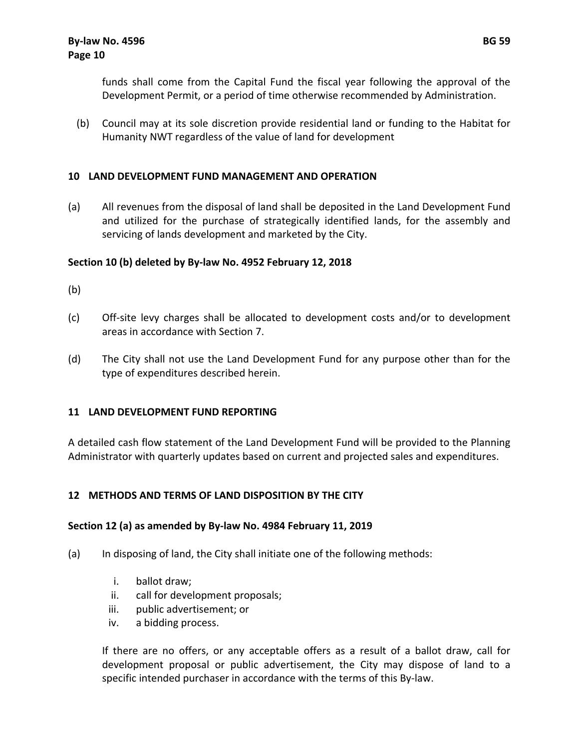funds shall come from the Capital Fund the fiscal year following the approval of the Development Permit, or a period of time otherwise recommended by Administration.

(b) Council may at its sole discretion provide residential land or funding to the Habitat for Humanity NWT regardless of the value of land for development

## 10 LAND DEVELOPMENT FUND MANAGEMENT AND OPERATION

(a) All revenues from the disposal of land shall be deposited in the Land Development Fund and utilized for the purchase of strategically identified lands, for the assembly and servicing of lands development and marketed by the City.

**Section 10 (b) deleted by By-law No. 4952 February 12, 2018**

(b)

(c) Off-site levy charges shall be allocated to development costs and/or to development areas in accordance with Section 7.

(d) The City shall not use the Land Development Fund for any purpose other than for the type of expenditures described herein.

## 11 LAND DEVELOPMENT FUND REPORTING

A detailed cash flow statement of the Land Development Fund will be provided to the Planning Administrator with quarterly updates based on current and projected sales and expenditures.

## 12 METHODS AND TERMS OF LAND DISPOSITION BY THE CITY

**Section 12 (a) as amended by By-law No. 4984 February 11, 2019**

(a) In disposing of land, the City shall initiate one of the following methods:

  i. ballot draw;
  ii. call for development proposals;
  iii. public advertisement; or
  iv. a bidding process.

  If there are no offers, or any acceptable offers as a result of a ballot draw, call for development proposal or public advertisement, the City may dispose of land to a specific intended purchaser in accordance with the terms of this By-law.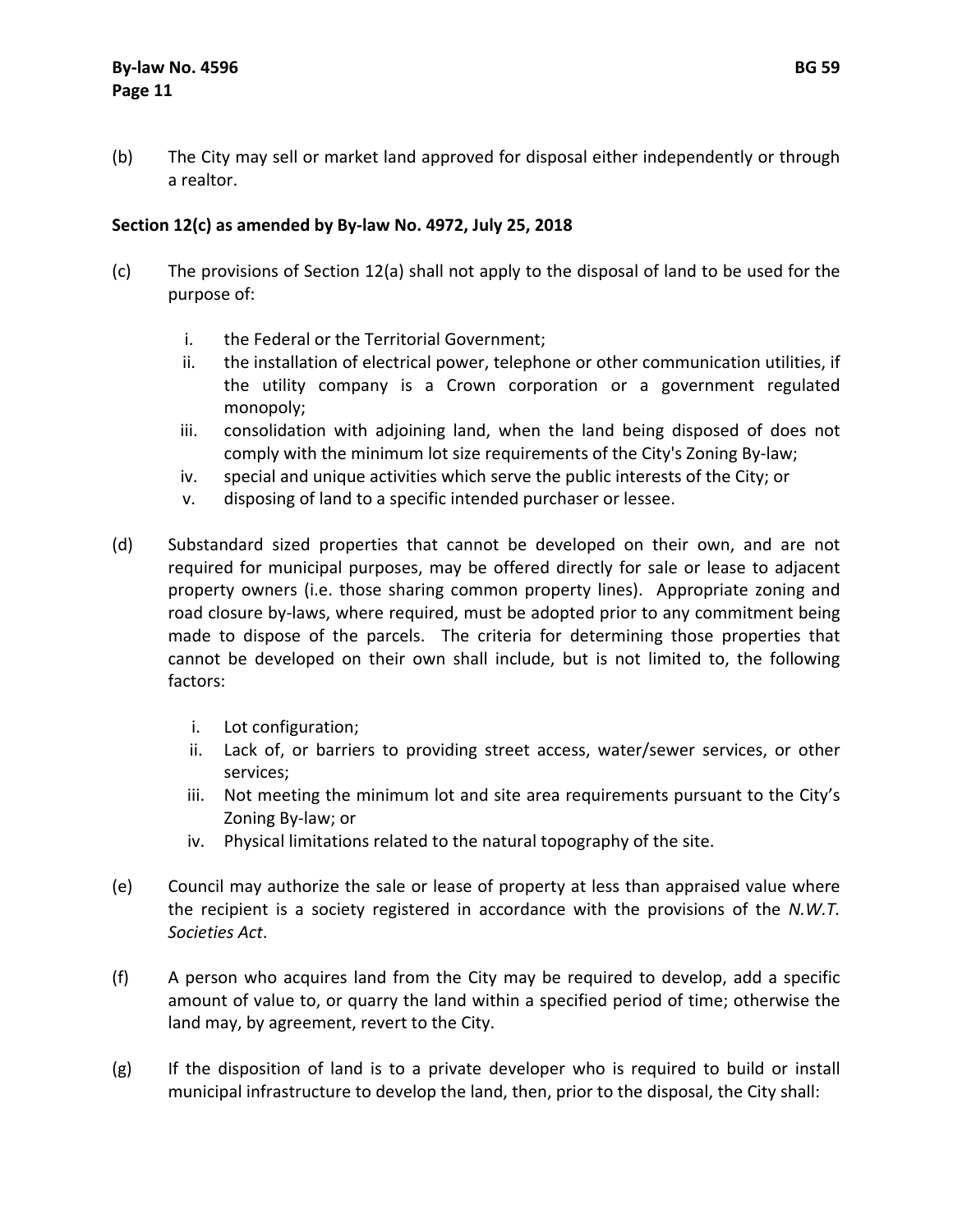(b) The City may sell or market land approved for disposal either independently or through a realtor.

**Section 12(c) as amended by By-law No. 4972, July 25, 2018**

(c) The provisions of Section 12(a) shall not apply to the disposal of land to be used for the purpose of:

   i. the Federal or the Territorial Government;
   ii. the installation of electrical power, telephone or other communication utilities, if the utility company is a Crown corporation or a government regulated monopoly;
   iii. consolidation with adjoining land, when the land being disposed of does not comply with the minimum lot size requirements of the City's Zoning By-law;
   iv. special and unique activities which serve the public interests of the City; or
   v. disposing of land to a specific intended purchaser or lessee.

(d) Substandard sized properties that cannot be developed on their own, and are not required for municipal purposes, may be offered directly for sale or lease to adjacent property owners (i.e. those sharing common property lines). Appropriate zoning and road closure by-laws, where required, must be adopted prior to any commitment being made to dispose of the parcels. The criteria for determining those properties that cannot be developed on their own shall include, but is not limited to, the following factors:

   i. Lot configuration;
   ii. Lack of, or barriers to providing street access, water/sewer services, or other services;
   iii. Not meeting the minimum lot and site area requirements pursuant to the City's Zoning By-law; or
   iv. Physical limitations related to the natural topography of the site.

(e) Council may authorize the sale or lease of property at less than appraised value where the recipient is a society registered in accordance with the provisions of the *N.W.T. Societies Act*.

(f) A person who acquires land from the City may be required to develop, add a specific amount of value to, or quarry the land within a specified period of time; otherwise the land may, by agreement, revert to the City.

(g) If the disposition of land is to a private developer who is required to build or install municipal infrastructure to develop the land, then, prior to the disposal, the City shall: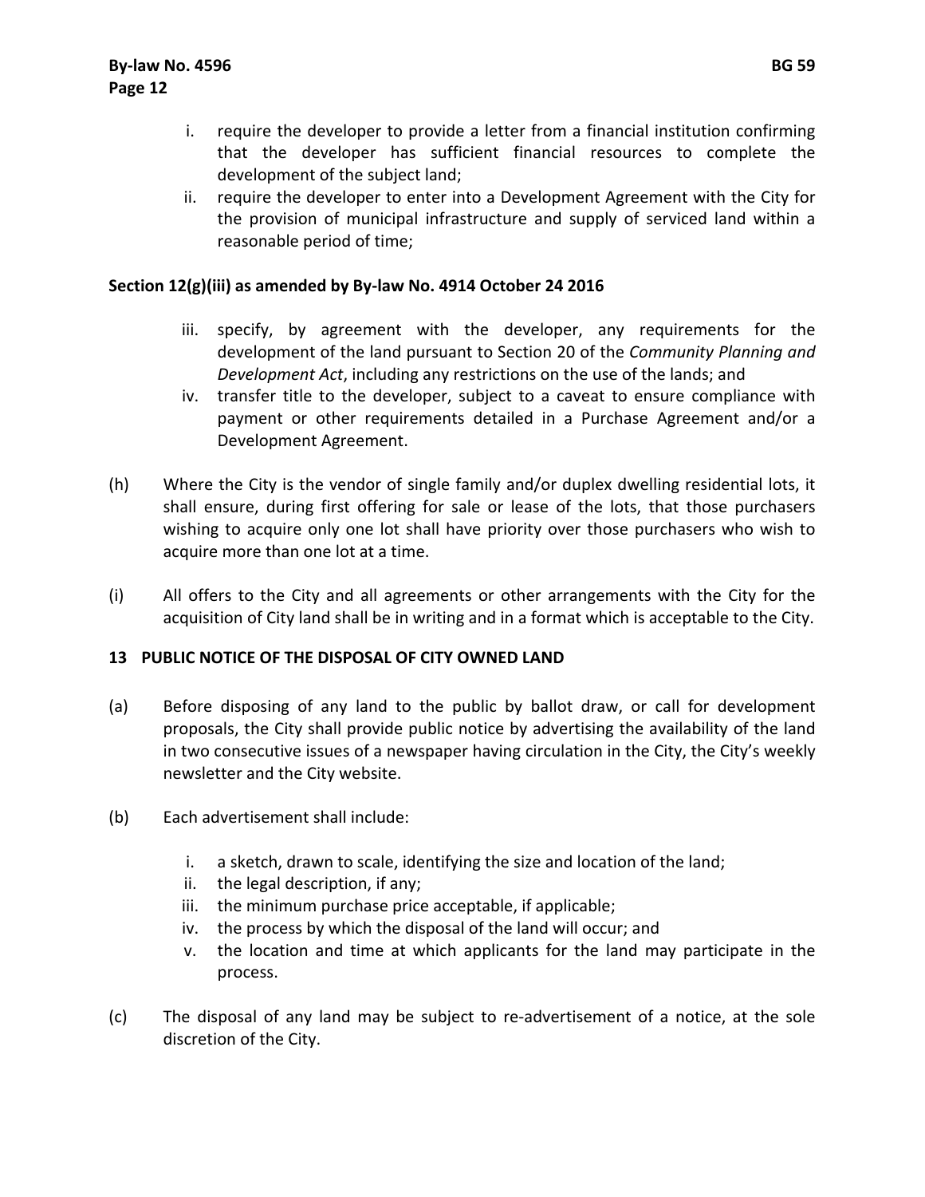i. require the developer to provide a letter from a financial institution confirming that the developer has sufficient financial resources to complete the development of the subject land;
ii. require the developer to enter into a Development Agreement with the City for the provision of municipal infrastructure and supply of serviced land within a reasonable period of time;

**Section 12(g)(iii) as amended by By-law No. 4914 October 24 2016**

iii. specify, by agreement with the developer, any requirements for the development of the land pursuant to Section 20 of the *Community Planning and Development Act*, including any restrictions on the use of the lands; and
iv. transfer title to the developer, subject to a caveat to ensure compliance with payment or other requirements detailed in a Purchase Agreement and/or a Development Agreement.

(h) Where the City is the vendor of single family and/or duplex dwelling residential lots, it shall ensure, during first offering for sale or lease of the lots, that those purchasers wishing to acquire only one lot shall have priority over those purchasers who wish to acquire more than one lot at a time.

(i) All offers to the City and all agreements or other arrangements with the City for the acquisition of City land shall be in writing and in a format which is acceptable to the City.

## 13 PUBLIC NOTICE OF THE DISPOSAL OF CITY OWNED LAND

(a) Before disposing of any land to the public by ballot draw, or call for development proposals, the City shall provide public notice by advertising the availability of the land in two consecutive issues of a newspaper having circulation in the City, the City's weekly newsletter and the City website.

(b) Each advertisement shall include:

i. a sketch, drawn to scale, identifying the size and location of the land;
ii. the legal description, if any;
iii. the minimum purchase price acceptable, if applicable;
iv. the process by which the disposal of the land will occur; and
v. the location and time at which applicants for the land may participate in the process.

(c) The disposal of any land may be subject to re-advertisement of a notice, at the sole discretion of the City.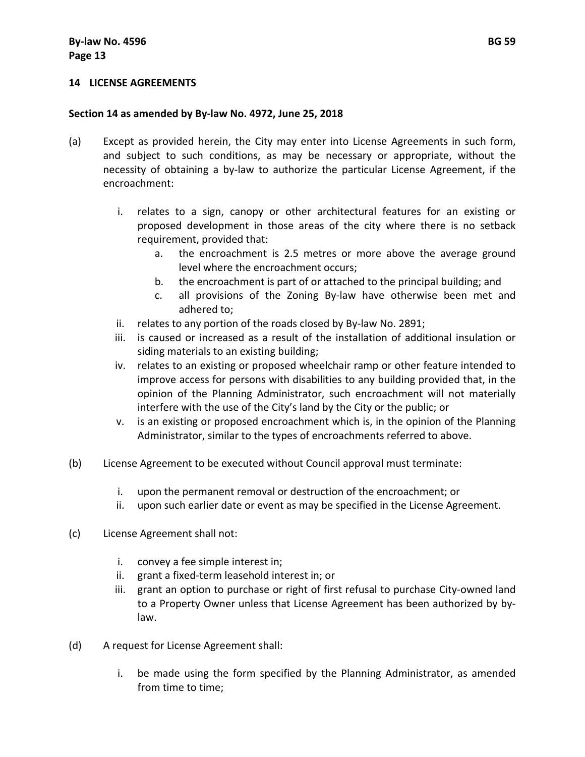## 14 LICENSE AGREEMENTS

**Section 14 as amended by By-law No. 4972, June 25, 2018**

(a) Except as provided herein, the City may enter into License Agreements in such form, and subject to such conditions, as may be necessary or appropriate, without the necessity of obtaining a by-law to authorize the particular License Agreement, if the encroachment:

   i. relates to a sign, canopy or other architectural features for an existing or proposed development in those areas of the city where there is no setback requirement, provided that:
      a. the encroachment is 2.5 metres or more above the average ground level where the encroachment occurs;
      b. the encroachment is part of or attached to the principal building; and
      c. all provisions of the Zoning By-law have otherwise been met and adhered to;
   ii. relates to any portion of the roads closed by By-law No. 2891;
   iii. is caused or increased as a result of the installation of additional insulation or siding materials to an existing building;
   iv. relates to an existing or proposed wheelchair ramp or other feature intended to improve access for persons with disabilities to any building provided that, in the opinion of the Planning Administrator, such encroachment will not materially interfere with the use of the City's land by the City or the public; or
   v. is an existing or proposed encroachment which is, in the opinion of the Planning Administrator, similar to the types of encroachments referred to above.

(b) License Agreement to be executed without Council approval must terminate:

   i. upon the permanent removal or destruction of the encroachment; or
   ii. upon such earlier date or event as may be specified in the License Agreement.

(c) License Agreement shall not:

   i. convey a fee simple interest in;
   ii. grant a fixed-term leasehold interest in; or
   iii. grant an option to purchase or right of first refusal to purchase City-owned land to a Property Owner unless that License Agreement has been authorized by by-law.

(d) A request for License Agreement shall:

   i. be made using the form specified by the Planning Administrator, as amended from time to time;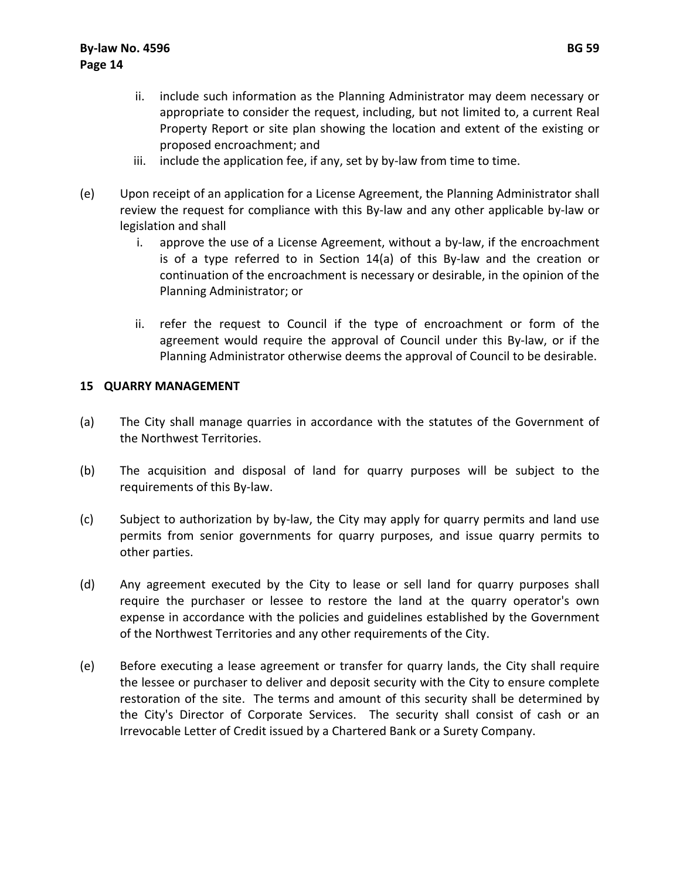ii. include such information as the Planning Administrator may deem necessary or appropriate to consider the request, including, but not limited to, a current Real Property Report or site plan showing the location and extent of the existing or proposed encroachment; and
   iii. include the application fee, if any, set by by-law from time to time.

(e) Upon receipt of an application for a License Agreement, the Planning Administrator shall review the request for compliance with this By-law and any other applicable by-law or legislation and shall
   i. approve the use of a License Agreement, without a by-law, if the encroachment is of a type referred to in Section 14(a) of this By-law and the creation or continuation of the encroachment is necessary or desirable, in the opinion of the Planning Administrator; or

   ii. refer the request to Council if the type of encroachment or form of the agreement would require the approval of Council under this By-law, or if the Planning Administrator otherwise deems the approval of Council to be desirable.

## 15 QUARRY MANAGEMENT

(a) The City shall manage quarries in accordance with the statutes of the Government of the Northwest Territories.

(b) The acquisition and disposal of land for quarry purposes will be subject to the requirements of this By-law.

(c) Subject to authorization by by-law, the City may apply for quarry permits and land use permits from senior governments for quarry purposes, and issue quarry permits to other parties.

(d) Any agreement executed by the City to lease or sell land for quarry purposes shall require the purchaser or lessee to restore the land at the quarry operator's own expense in accordance with the policies and guidelines established by the Government of the Northwest Territories and any other requirements of the City.

(e) Before executing a lease agreement or transfer for quarry lands, the City shall require the lessee or purchaser to deliver and deposit security with the City to ensure complete restoration of the site. The terms and amount of this security shall be determined by the City's Director of Corporate Services. The security shall consist of cash or an Irrevocable Letter of Credit issued by a Chartered Bank or a Surety Company.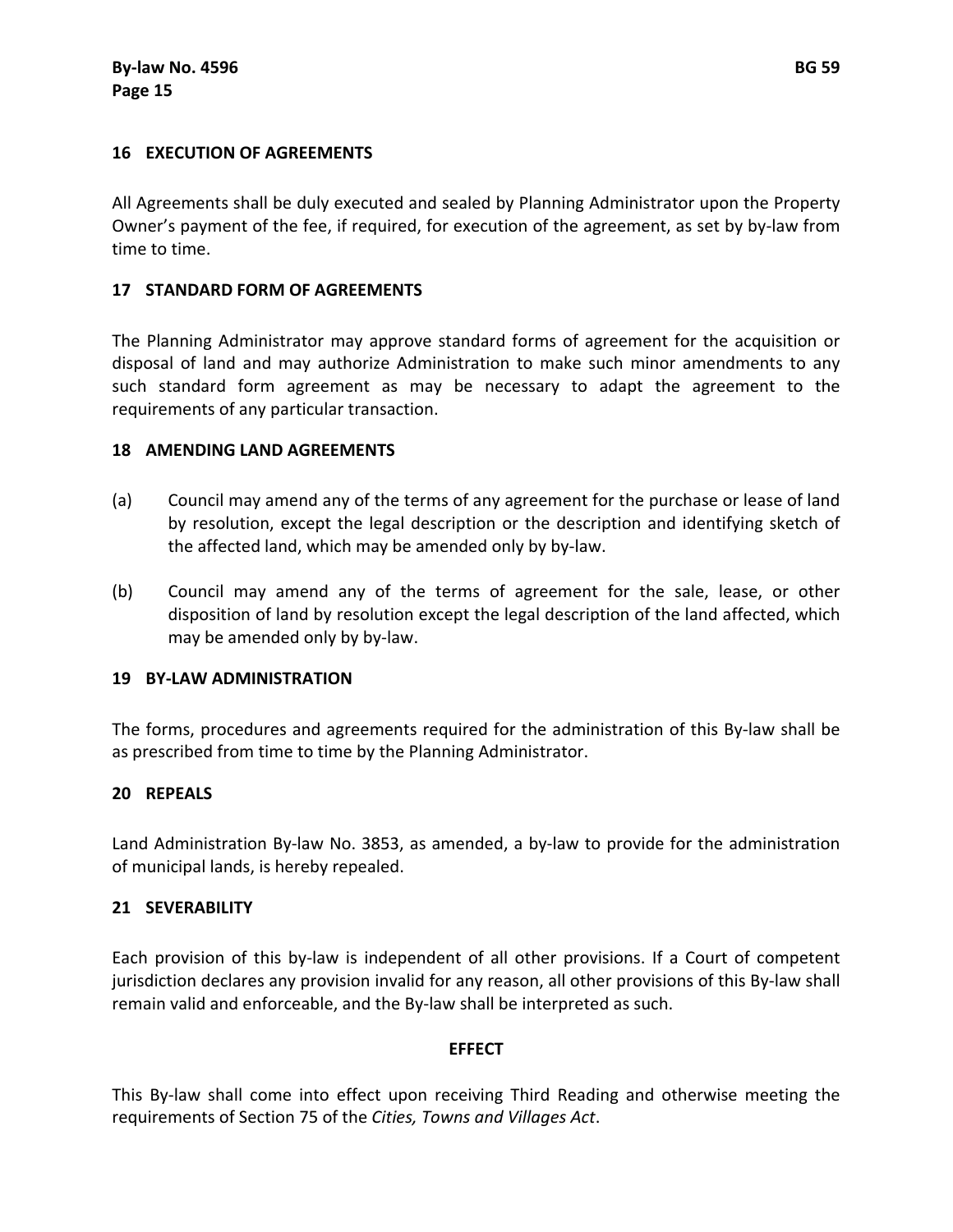## 16 EXECUTION OF AGREEMENTS

All Agreements shall be duly executed and sealed by Planning Administrator upon the Property Owner's payment of the fee, if required, for execution of the agreement, as set by by-law from time to time.

## 17 STANDARD FORM OF AGREEMENTS

The Planning Administrator may approve standard forms of agreement for the acquisition or disposal of land and may authorize Administration to make such minor amendments to any such standard form agreement as may be necessary to adapt the agreement to the requirements of any particular transaction.

## 18 AMENDING LAND AGREEMENTS

(a) Council may amend any of the terms of any agreement for the purchase or lease of land by resolution, except the legal description or the description and identifying sketch of the affected land, which may be amended only by by-law.

(b) Council may amend any of the terms of agreement for the sale, lease, or other disposition of land by resolution except the legal description of the land affected, which may be amended only by by-law.

## 19 BY-LAW ADMINISTRATION

The forms, procedures and agreements required for the administration of this By-law shall be as prescribed from time to time by the Planning Administrator.

## 20 REPEALS

Land Administration By-law No. 3853, as amended, a by-law to provide for the administration of municipal lands, is hereby repealed.

## 21 SEVERABILITY

Each provision of this by-law is independent of all other provisions. If a Court of competent jurisdiction declares any provision invalid for any reason, all other provisions of this By-law shall remain valid and enforceable, and the By-law shall be interpreted as such.

## EFFECT

This By-law shall come into effect upon receiving Third Reading and otherwise meeting the requirements of Section 75 of the *Cities, Towns and Villages Act*.